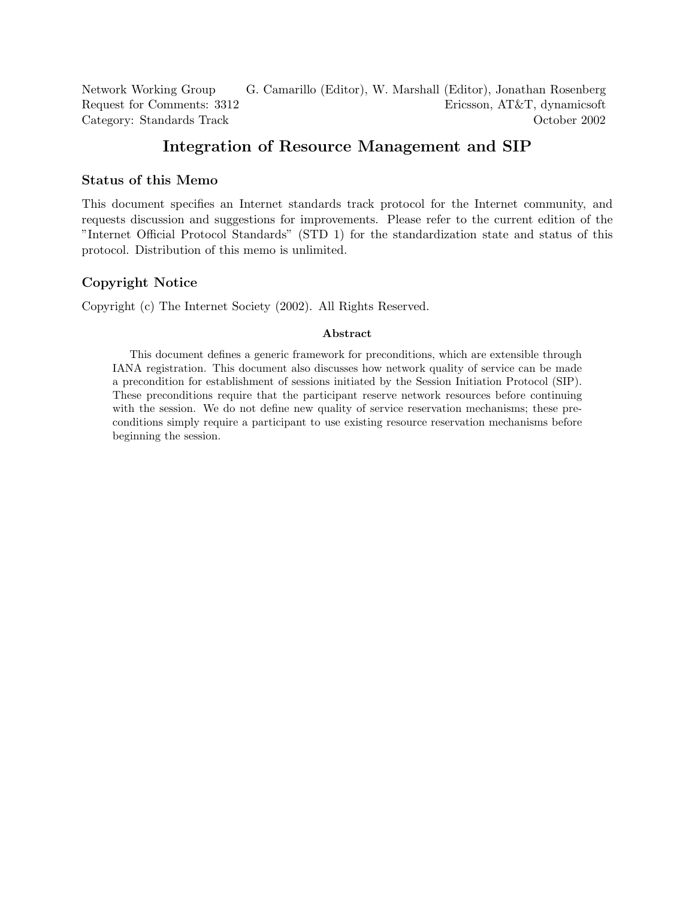Network Working Group G. Camarillo (Editor), W. Marshall (Editor), Jonathan Rosenberg
Request for Comments: 3312 Ericsson, AT&T, dynamicsoft
Category: Standards Track October 2002

# Integration of Resource Management and SIP

## Status of this Memo

This document specifies an Internet standards track protocol for the Internet community, and requests discussion and suggestions for improvements. Please refer to the current edition of the "Internet Official Protocol Standards" (STD 1) for the standardization state and status of this protocol. Distribution of this memo is unlimited.

## Copyright Notice

Copyright (c) The Internet Society (2002). All Rights Reserved.

**Abstract**

This document defines a generic framework for preconditions, which are extensible through IANA registration. This document also discusses how network quality of service can be made a precondition for establishment of sessions initiated by the Session Initiation Protocol (SIP). These preconditions require that the participant reserve network resources before continuing with the session. We do not define new quality of service reservation mechanisms; these preconditions simply require a participant to use existing resource reservation mechanisms before beginning the session.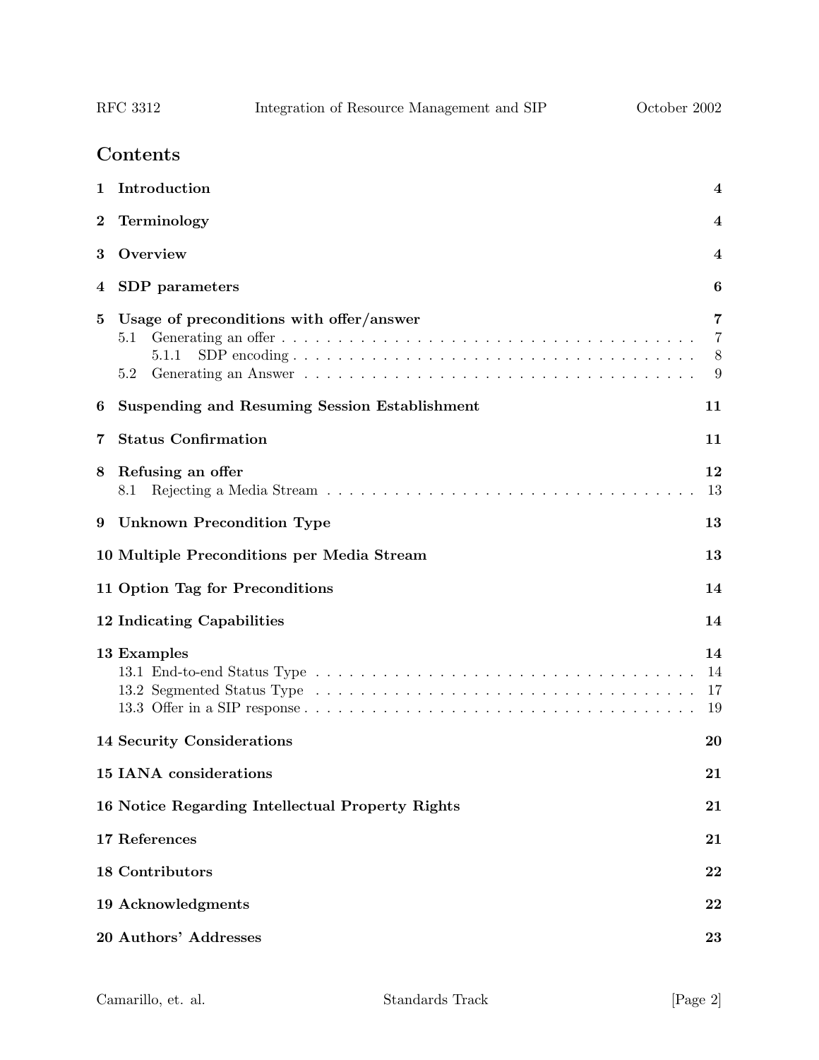## Contents

1 Introduction 4

2 Terminology 4

3 Overview 4

4 SDP parameters 6

5 Usage of preconditions with offer/answer 7
- 5.1 Generating an offer . . . . . . . . . . . . . . . . . . . . . . . . . 7
  - 5.1.1 SDP encoding . . . . . . . . . . . . . . . . . . . . . . . . 8
- 5.2 Generating an Answer . . . . . . . . . . . . . . . . . . . . . . . . 9

6 Suspending and Resuming Session Establishment 11

7 Status Confirmation 11

8 Refusing an offer 12
- 8.1 Rejecting a Media Stream . . . . . . . . . . . . . . . . . . . . . . 13

9 Unknown Precondition Type 13

10 Multiple Preconditions per Media Stream 13

11 Option Tag for Preconditions 14

12 Indicating Capabilities 14

13 Examples 14
- 13.1 End-to-end Status Type . . . . . . . . . . . . . . . . . . . . . . . 14
- 13.2 Segmented Status Type . . . . . . . . . . . . . . . . . . . . . . . 17
- 13.3 Offer in a SIP response . . . . . . . . . . . . . . . . . . . . . . . 19

14 Security Considerations 20

15 IANA considerations 21

16 Notice Regarding Intellectual Property Rights 21

17 References 21

18 Contributors 22

19 Acknowledgments 22

20 Authors' Addresses 23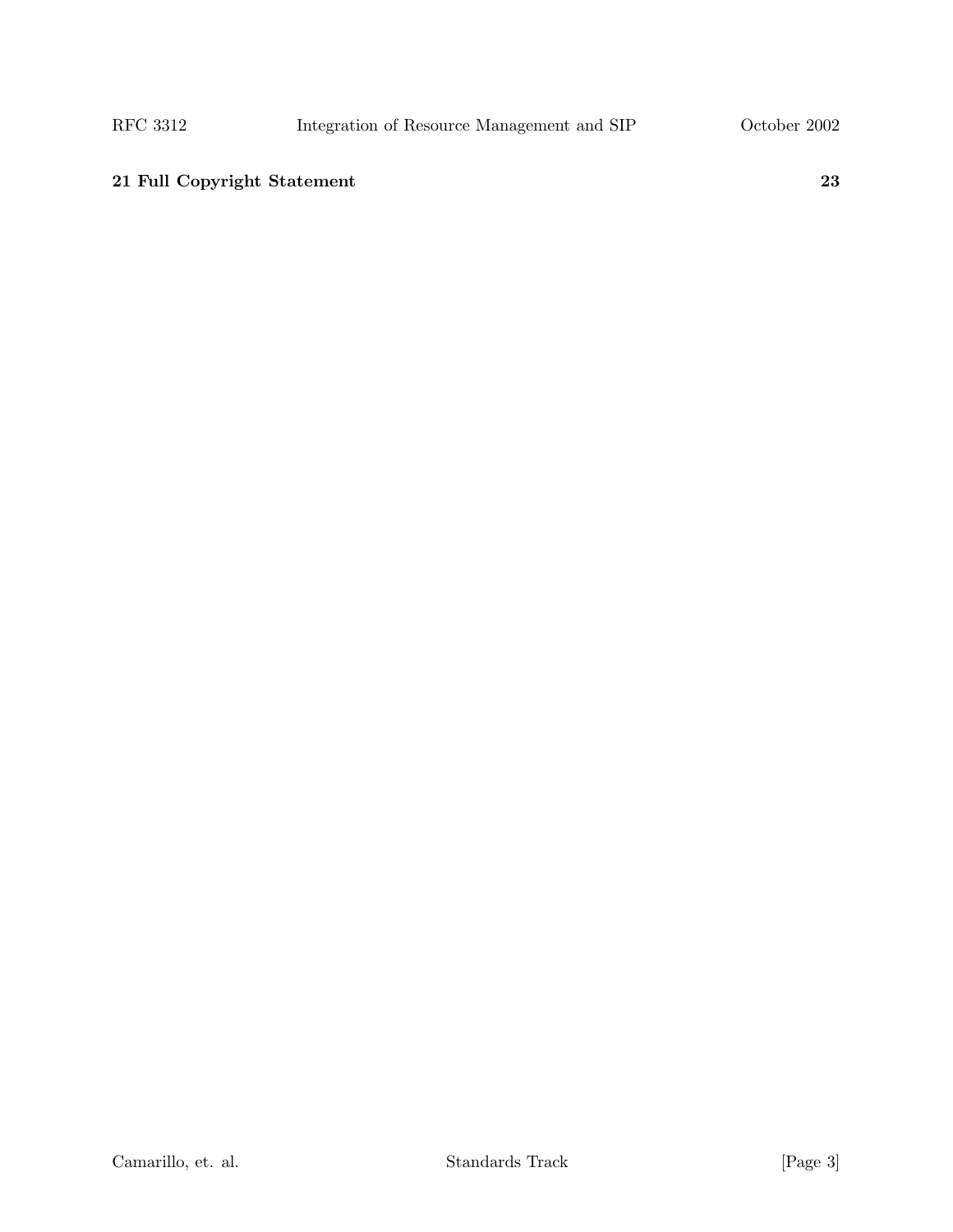**21 Full Copyright Statement 23**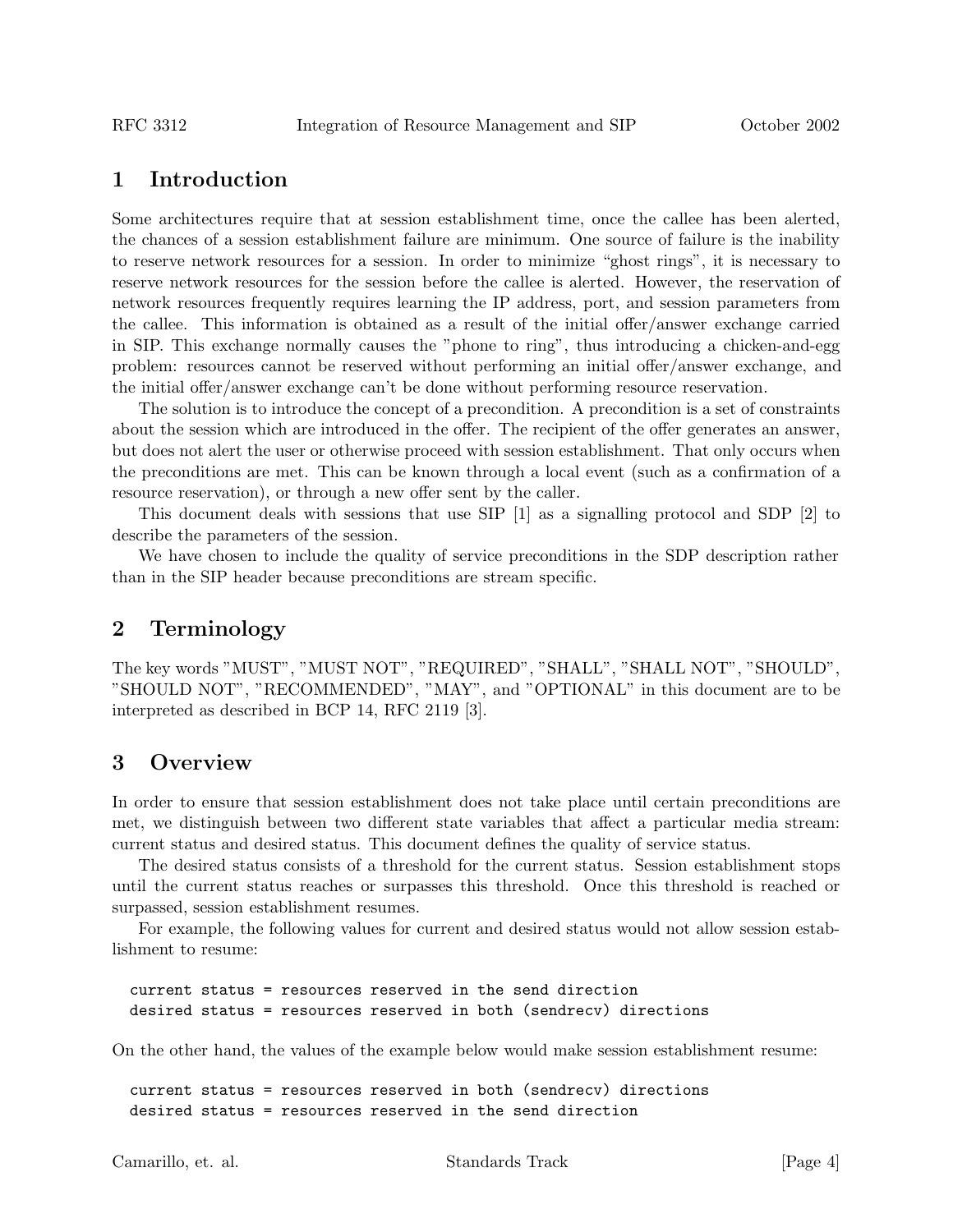# 1 Introduction

Some architectures require that at session establishment time, once the callee has been alerted, the chances of a session establishment failure are minimum. One source of failure is the inability to reserve network resources for a session. In order to minimize "ghost rings", it is necessary to reserve network resources for the session before the callee is alerted. However, the reservation of network resources frequently requires learning the IP address, port, and session parameters from the callee. This information is obtained as a result of the initial offer/answer exchange carried in SIP. This exchange normally causes the "phone to ring", thus introducing a chicken-and-egg problem: resources cannot be reserved without performing an initial offer/answer exchange, and the initial offer/answer exchange can't be done without performing resource reservation.

The solution is to introduce the concept of a precondition. A precondition is a set of constraints about the session which are introduced in the offer. The recipient of the offer generates an answer, but does not alert the user or otherwise proceed with session establishment. That only occurs when the preconditions are met. This can be known through a local event (such as a confirmation of a resource reservation), or through a new offer sent by the caller.

This document deals with sessions that use SIP [1] as a signalling protocol and SDP [2] to describe the parameters of the session.

We have chosen to include the quality of service preconditions in the SDP description rather than in the SIP header because preconditions are stream specific.

# 2 Terminology

The key words "MUST", "MUST NOT", "REQUIRED", "SHALL", "SHALL NOT", "SHOULD", "SHOULD NOT", "RECOMMENDED", "MAY", and "OPTIONAL" in this document are to be interpreted as described in BCP 14, RFC 2119 [3].

# 3 Overview

In order to ensure that session establishment does not take place until certain preconditions are met, we distinguish between two different state variables that affect a particular media stream: current status and desired status. This document defines the quality of service status.

The desired status consists of a threshold for the current status. Session establishment stops until the current status reaches or surpasses this threshold. Once this threshold is reached or surpassed, session establishment resumes.

For example, the following values for current and desired status would not allow session establishment to resume:

```
current status = resources reserved in the send direction
desired status = resources reserved in both (sendrecv) directions
```

On the other hand, the values of the example below would make session establishment resume:

```
current status = resources reserved in both (sendrecv) directions
desired status = resources reserved in the send direction
```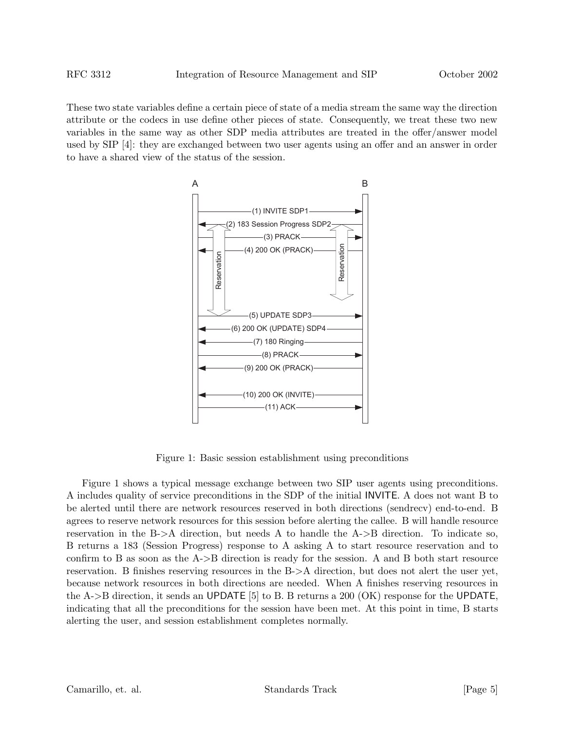These two state variables define a certain piece of state of a media stream the same way the direction attribute or the codecs in use define other pieces of state. Consequently, we treat these two new variables in the same way as other SDP media attributes are treated in the offer/answer model used by SIP [4]: they are exchanged between two user agents using an offer and an answer in order to have a shared view of the status of the session.

```
A                                        B
|                                        |
|-------(1) INVITE SDP1----------------->|
|<------(2) 183 Session Progress SDP2----|
|-------(3) PRACK----------------------->|
|<------(4) 200 OK (PRACK)---------------|
|   Reservation              Reservation |
|-------(5) UPDATE SDP3----------------->|
|<------(6) 200 OK (UPDATE) SDP4---------|
|<------(7) 180 Ringing------------------|
|-------(8) PRACK----------------------->|
|<------(9) 200 OK (PRACK)---------------|
|                                        |
|<------(10) 200 OK (INVITE)-------------|
|-------(11) ACK------------------------>|
```

Figure 1: Basic session establishment using preconditions

Figure 1 shows a typical message exchange between two SIP user agents using preconditions. A includes quality of service preconditions in the SDP of the initial INVITE. A does not want B to be alerted until there are network resources reserved in both directions (sendrecv) end-to-end. B agrees to reserve network resources for this session before alerting the callee. B will handle resource reservation in the B->A direction, but needs A to handle the A->B direction. To indicate so, B returns a 183 (Session Progress) response to A asking A to start resource reservation and to confirm to B as soon as the A->B direction is ready for the session. A and B both start resource reservation. B finishes reserving resources in the B->A direction, but does not alert the user yet, because network resources in both directions are needed. When A finishes reserving resources in the A->B direction, it sends an UPDATE [5] to B. B returns a 200 (OK) response for the UPDATE, indicating that all the preconditions for the session have been met. At this point in time, B starts alerting the user, and session establishment completes normally.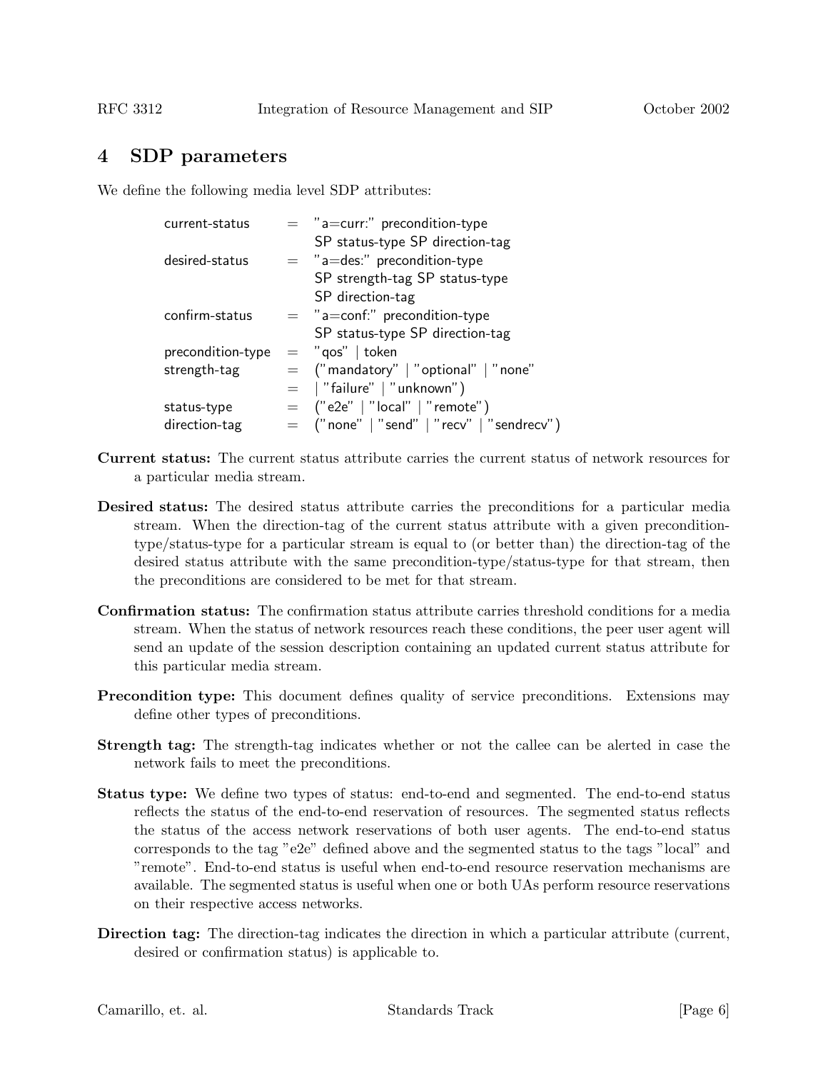## 4 SDP parameters

We define the following media level SDP attributes:

```
current-status     =  "a=curr:" precondition-type
                      SP status-type SP direction-tag
desired-status     =  "a=des:" precondition-type
                      SP strength-tag SP status-type
                      SP direction-tag
confirm-status     =  "a=conf:" precondition-type
                      SP status-type SP direction-tag
precondition-type  =  "qos" | token
strength-tag       =  ("mandatory" | "optional" | "none"
                   =  | "failure" | "unknown")
status-type        =  ("e2e" | "local" | "remote")
direction-tag      =  ("none" | "send" | "recv" | "sendrecv")
```

**Current status:** The current status attribute carries the current status of network resources for a particular media stream.

**Desired status:** The desired status attribute carries the preconditions for a particular media stream. When the direction-tag of the current status attribute with a given precondition-type/status-type for a particular stream is equal to (or better than) the direction-tag of the desired status attribute with the same precondition-type/status-type for that stream, then the preconditions are considered to be met for that stream.

**Confirmation status:** The confirmation status attribute carries threshold conditions for a media stream. When the status of network resources reach these conditions, the peer user agent will send an update of the session description containing an updated current status attribute for this particular media stream.

**Precondition type:** This document defines quality of service preconditions. Extensions may define other types of preconditions.

**Strength tag:** The strength-tag indicates whether or not the callee can be alerted in case the network fails to meet the preconditions.

**Status type:** We define two types of status: end-to-end and segmented. The end-to-end status reflects the status of the end-to-end reservation of resources. The segmented status reflects the status of the access network reservations of both user agents. The end-to-end status corresponds to the tag "e2e" defined above and the segmented status to the tags "local" and "remote". End-to-end status is useful when end-to-end resource reservation mechanisms are available. The segmented status is useful when one or both UAs perform resource reservations on their respective access networks.

**Direction tag:** The direction-tag indicates the direction in which a particular attribute (current, desired or confirmation status) is applicable to.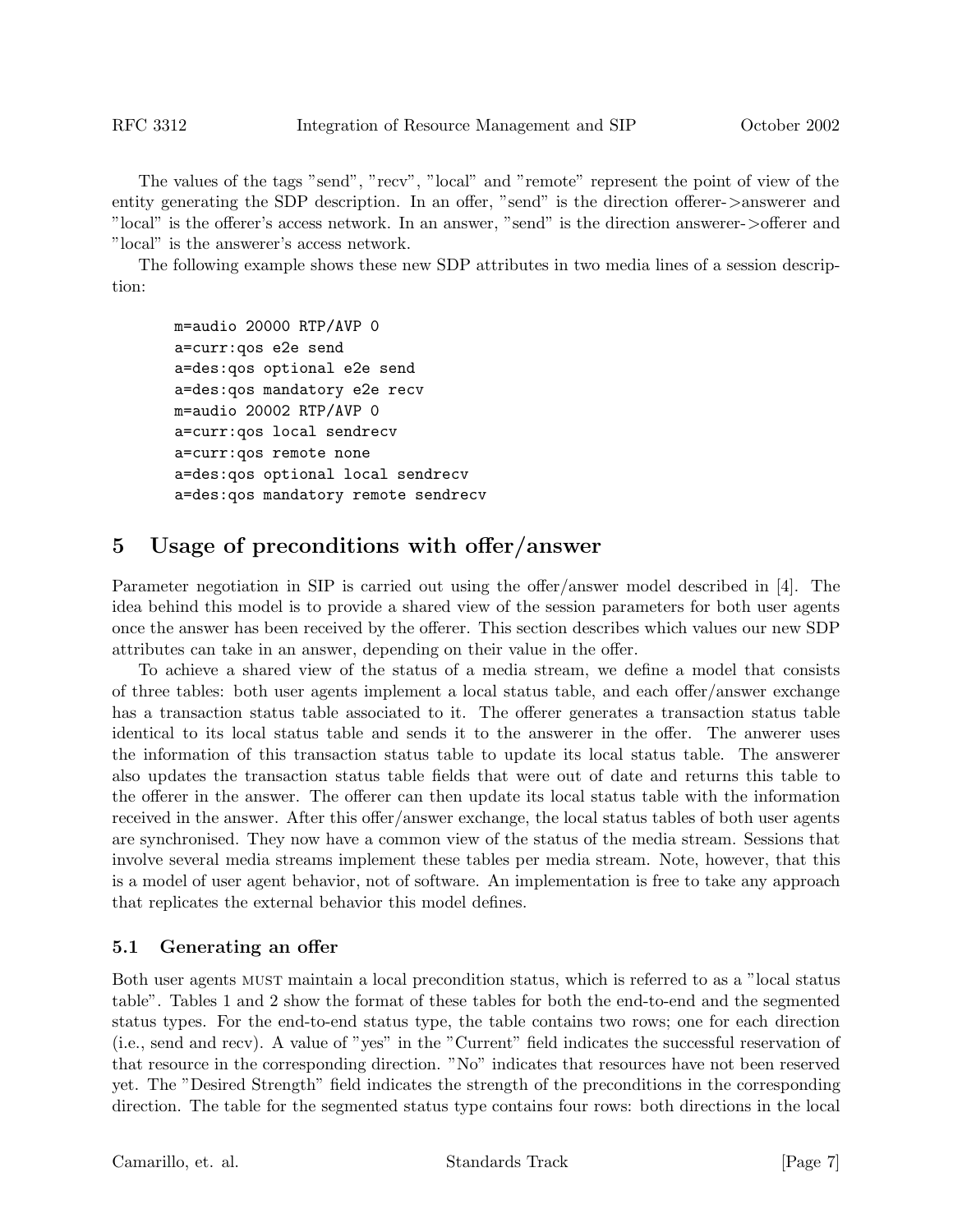The values of the tags "send", "recv", "local" and "remote" represent the point of view of the entity generating the SDP description. In an offer, "send" is the direction offerer->answerer and "local" is the offerer's access network. In an answer, "send" is the direction answerer->offerer and "local" is the answerer's access network.

The following example shows these new SDP attributes in two media lines of a session description:

```
m=audio 20000 RTP/AVP 0
a=curr:qos e2e send
a=des:qos optional e2e send
a=des:qos mandatory e2e recv
m=audio 20002 RTP/AVP 0
a=curr:qos local sendrecv
a=curr:qos remote none
a=des:qos optional local sendrecv
a=des:qos mandatory remote sendrecv
```

# 5 Usage of preconditions with offer/answer

Parameter negotiation in SIP is carried out using the offer/answer model described in [4]. The idea behind this model is to provide a shared view of the session parameters for both user agents once the answer has been received by the offerer. This section describes which values our new SDP attributes can take in an answer, depending on their value in the offer.

To achieve a shared view of the status of a media stream, we define a model that consists of three tables: both user agents implement a local status table, and each offer/answer exchange has a transaction status table associated to it. The offerer generates a transaction status table identical to its local status table and sends it to the answerer in the offer. The anwerer uses the information of this transaction status table to update its local status table. The answerer also updates the transaction status table fields that were out of date and returns this table to the offerer in the answer. The offerer can then update its local status table with the information received in the answer. After this offer/answer exchange, the local status tables of both user agents are synchronised. They now have a common view of the status of the media stream. Sessions that involve several media streams implement these tables per media stream. Note, however, that this is a model of user agent behavior, not of software. An implementation is free to take any approach that replicates the external behavior this model defines.

## 5.1 Generating an offer

Both user agents MUST maintain a local precondition status, which is referred to as a "local status table". Tables 1 and 2 show the format of these tables for both the end-to-end and the segmented status types. For the end-to-end status type, the table contains two rows; one for each direction (i.e., send and recv). A value of "yes" in the "Current" field indicates the successful reservation of that resource in the corresponding direction. "No" indicates that resources have not been reserved yet. The "Desired Strength" field indicates the strength of the preconditions in the corresponding direction. The table for the segmented status type contains four rows: both directions in the local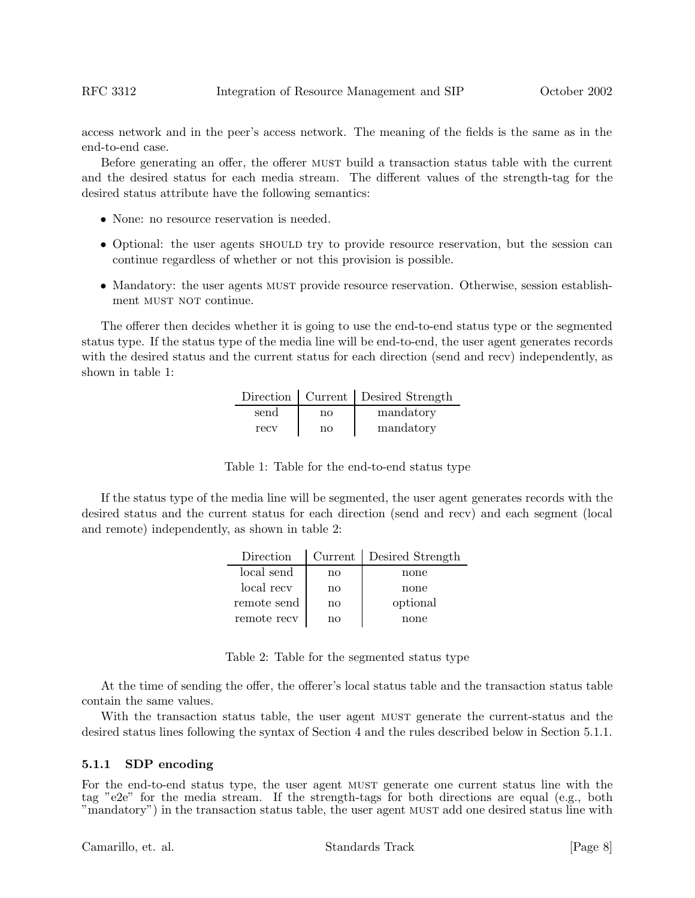access network and in the peer's access network. The meaning of the fields is the same as in the end-to-end case.

Before generating an offer, the offerer MUST build a transaction status table with the current and the desired status for each media stream. The different values of the strength-tag for the desired status attribute have the following semantics:

- None: no resource reservation is needed.
- Optional: the user agents SHOULD try to provide resource reservation, but the session can continue regardless of whether or not this provision is possible.
- Mandatory: the user agents MUST provide resource reservation. Otherwise, session establishment MUST NOT continue.

The offerer then decides whether it is going to use the end-to-end status type or the segmented status type. If the status type of the media line will be end-to-end, the user agent generates records with the desired status and the current status for each direction (send and recv) independently, as shown in table 1:

| Direction | Current | Desired Strength |
|---|---|---|
| send | no | mandatory |
| recv | no | mandatory |

Table 1: Table for the end-to-end status type

If the status type of the media line will be segmented, the user agent generates records with the desired status and the current status for each direction (send and recv) and each segment (local and remote) independently, as shown in table 2:

| Direction | Current | Desired Strength |
|---|---|---|
| local send | no | none |
| local recv | no | none |
| remote send | no | optional |
| remote recv | no | none |

Table 2: Table for the segmented status type

At the time of sending the offer, the offerer's local status table and the transaction status table contain the same values.

With the transaction status table, the user agent MUST generate the current-status and the desired status lines following the syntax of Section 4 and the rules described below in Section 5.1.1.

### 5.1.1 SDP encoding

For the end-to-end status type, the user agent MUST generate one current status line with the tag "e2e" for the media stream. If the strength-tags for both directions are equal (e.g., both "mandatory") in the transaction status table, the user agent MUST add one desired status line with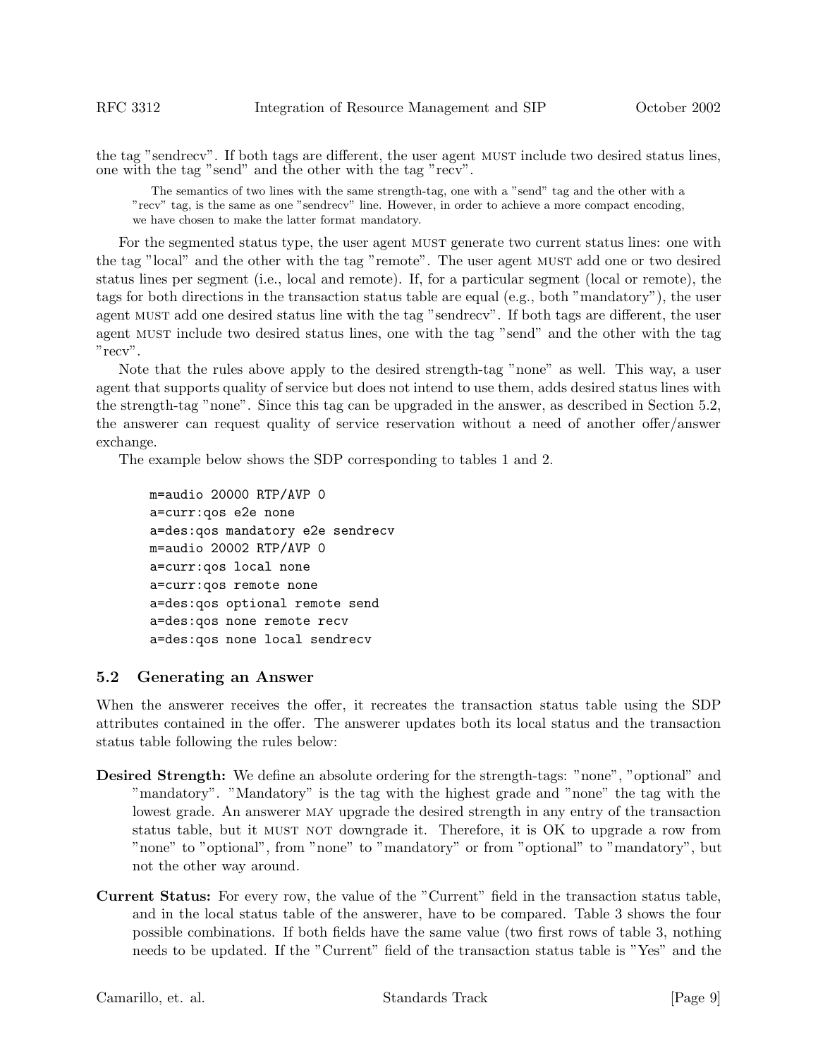the tag "sendrecv". If both tags are different, the user agent MUST include two desired status lines, one with the tag "send" and the other with the tag "recv".

> The semantics of two lines with the same strength-tag, one with a "send" tag and the other with a "recv" tag, is the same as one "sendrecv" line. However, in order to achieve a more compact encoding, we have chosen to make the latter format mandatory.

For the segmented status type, the user agent MUST generate two current status lines: one with the tag "local" and the other with the tag "remote". The user agent MUST add one or two desired status lines per segment (i.e., local and remote). If, for a particular segment (local or remote), the tags for both directions in the transaction status table are equal (e.g., both "mandatory"), the user agent MUST add one desired status line with the tag "sendrecv". If both tags are different, the user agent MUST include two desired status lines, one with the tag "send" and the other with the tag "recv".

Note that the rules above apply to the desired strength-tag "none" as well. This way, a user agent that supports quality of service but does not intend to use them, adds desired status lines with the strength-tag "none". Since this tag can be upgraded in the answer, as described in Section 5.2, the answerer can request quality of service reservation without a need of another offer/answer exchange.

The example below shows the SDP corresponding to tables 1 and 2.

```
m=audio 20000 RTP/AVP 0
a=curr:qos e2e none
a=des:qos mandatory e2e sendrecv
m=audio 20002 RTP/AVP 0
a=curr:qos local none
a=curr:qos remote none
a=des:qos optional remote send
a=des:qos none remote recv
a=des:qos none local sendrecv
```

## 5.2 Generating an Answer

When the answerer receives the offer, it recreates the transaction status table using the SDP attributes contained in the offer. The answerer updates both its local status and the transaction status table following the rules below:

**Desired Strength:** We define an absolute ordering for the strength-tags: "none", "optional" and "mandatory". "Mandatory" is the tag with the highest grade and "none" the tag with the lowest grade. An answerer MAY upgrade the desired strength in any entry of the transaction status table, but it MUST NOT downgrade it. Therefore, it is OK to upgrade a row from "none" to "optional", from "none" to "mandatory" or from "optional" to "mandatory", but not the other way around.

**Current Status:** For every row, the value of the "Current" field in the transaction status table, and in the local status table of the answerer, have to be compared. Table 3 shows the four possible combinations. If both fields have the same value (two first rows of table 3, nothing needs to be updated. If the "Current" field of the transaction status table is "Yes" and the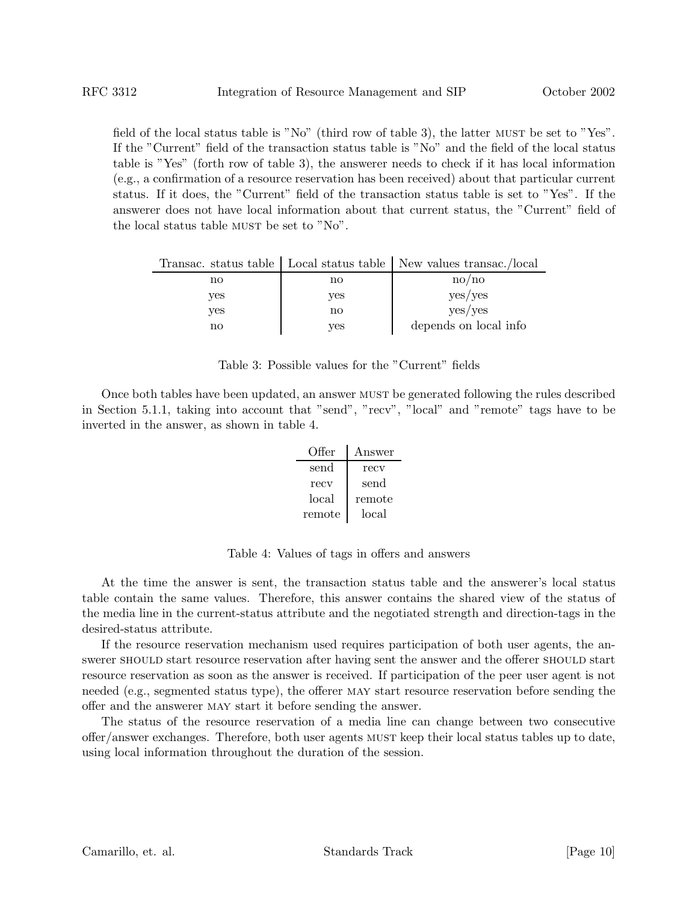field of the local status table is "No" (third row of table 3), the latter MUST be set to "Yes". If the "Current" field of the transaction status table is "No" and the field of the local status table is "Yes" (forth row of table 3), the answerer needs to check if it has local information (e.g., a confirmation of a resource reservation has been received) about that particular current status. If it does, the "Current" field of the transaction status table is set to "Yes". If the answerer does not have local information about that current status, the "Current" field of the local status table MUST be set to "No".

| Transac. status table | Local status table | New values transac./local |
|---|---|---|
| no | no | no/no |
| yes | yes | yes/yes |
| yes | no | yes/yes |
| no | yes | depends on local info |

Table 3: Possible values for the "Current" fields

Once both tables have been updated, an answer MUST be generated following the rules described in Section 5.1.1, taking into account that "send", "recv", "local" and "remote" tags have to be inverted in the answer, as shown in table 4.

| Offer | Answer |
|---|---|
| send | recv |
| recv | send |
| local | remote |
| remote | local |

Table 4: Values of tags in offers and answers

At the time the answer is sent, the transaction status table and the answerer's local status table contain the same values. Therefore, this answer contains the shared view of the status of the media line in the current-status attribute and the negotiated strength and direction-tags in the desired-status attribute.

If the resource reservation mechanism used requires participation of both user agents, the answerer SHOULD start resource reservation after having sent the answer and the offerer SHOULD start resource reservation as soon as the answer is received. If participation of the peer user agent is not needed (e.g., segmented status type), the offerer MAY start resource reservation before sending the offer and the answerer MAY start it before sending the answer.

The status of the resource reservation of a media line can change between two consecutive offer/answer exchanges. Therefore, both user agents MUST keep their local status tables up to date, using local information throughout the duration of the session.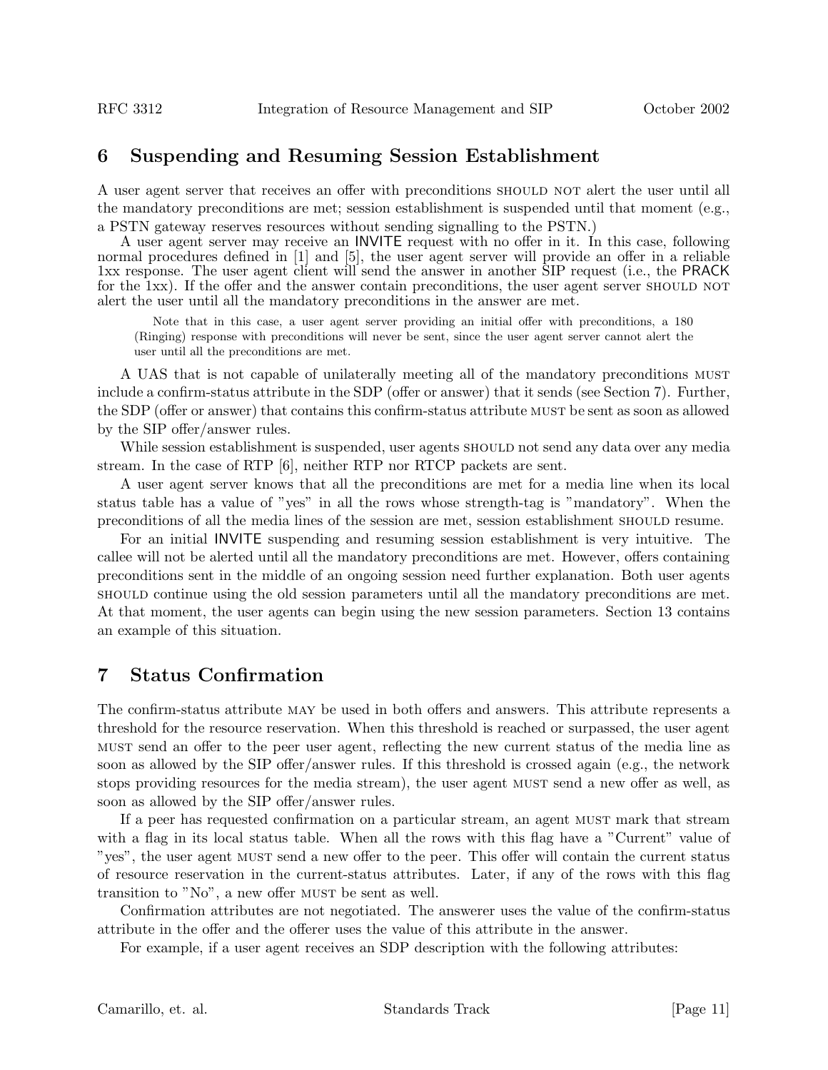## 6 Suspending and Resuming Session Establishment

A user agent server that receives an offer with preconditions SHOULD NOT alert the user until all the mandatory preconditions are met; session establishment is suspended until that moment (e.g., a PSTN gateway reserves resources without sending signalling to the PSTN.)

A user agent server may receive an INVITE request with no offer in it. In this case, following normal procedures defined in [1] and [5], the user agent server will provide an offer in a reliable 1xx response. The user agent client will send the answer in another SIP request (i.e., the PRACK for the 1xx). If the offer and the answer contain preconditions, the user agent server SHOULD NOT alert the user until all the mandatory preconditions in the answer are met.

> Note that in this case, a user agent server providing an initial offer with preconditions, a 180 (Ringing) response with preconditions will never be sent, since the user agent server cannot alert the user until all the preconditions are met.

A UAS that is not capable of unilaterally meeting all of the mandatory preconditions MUST include a confirm-status attribute in the SDP (offer or answer) that it sends (see Section 7). Further, the SDP (offer or answer) that contains this confirm-status attribute MUST be sent as soon as allowed by the SIP offer/answer rules.

While session establishment is suspended, user agents SHOULD not send any data over any media stream. In the case of RTP [6], neither RTP nor RTCP packets are sent.

A user agent server knows that all the preconditions are met for a media line when its local status table has a value of "yes" in all the rows whose strength-tag is "mandatory". When the preconditions of all the media lines of the session are met, session establishment SHOULD resume.

For an initial INVITE suspending and resuming session establishment is very intuitive. The callee will not be alerted until all the mandatory preconditions are met. However, offers containing preconditions sent in the middle of an ongoing session need further explanation. Both user agents SHOULD continue using the old session parameters until all the mandatory preconditions are met. At that moment, the user agents can begin using the new session parameters. Section 13 contains an example of this situation.

## 7 Status Confirmation

The confirm-status attribute MAY be used in both offers and answers. This attribute represents a threshold for the resource reservation. When this threshold is reached or surpassed, the user agent MUST send an offer to the peer user agent, reflecting the new current status of the media line as soon as allowed by the SIP offer/answer rules. If this threshold is crossed again (e.g., the network stops providing resources for the media stream), the user agent MUST send a new offer as well, as soon as allowed by the SIP offer/answer rules.

If a peer has requested confirmation on a particular stream, an agent MUST mark that stream with a flag in its local status table. When all the rows with this flag have a "Current" value of "yes", the user agent MUST send a new offer to the peer. This offer will contain the current status of resource reservation in the current-status attributes. Later, if any of the rows with this flag transition to "No", a new offer MUST be sent as well.

Confirmation attributes are not negotiated. The answerer uses the value of the confirm-status attribute in the offer and the offerer uses the value of this attribute in the answer.

For example, if a user agent receives an SDP description with the following attributes: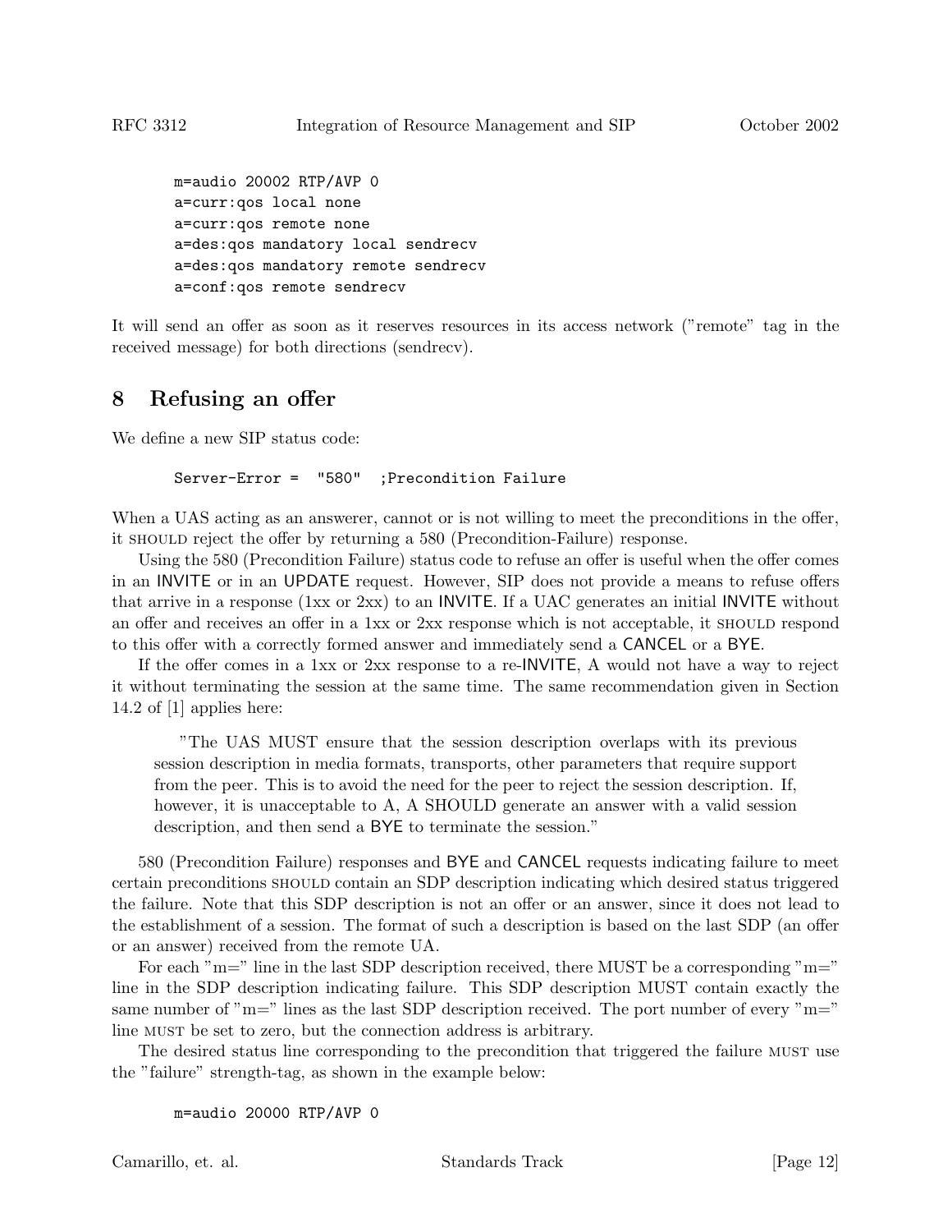```
m=audio 20002 RTP/AVP 0
a=curr:qos local none
a=curr:qos remote none
a=des:qos mandatory local sendrecv
a=des:qos mandatory remote sendrecv
a=conf:qos remote sendrecv
```

It will send an offer as soon as it reserves resources in its access network ("remote" tag in the received message) for both directions (sendrecv).

## 8 Refusing an offer

We define a new SIP status code:

```
Server-Error =  "580"  ;Precondition Failure
```

When a UAS acting as an answerer, cannot or is not willing to meet the preconditions in the offer, it SHOULD reject the offer by returning a 580 (Precondition-Failure) response.

Using the 580 (Precondition Failure) status code to refuse an offer is useful when the offer comes in an INVITE or in an UPDATE request. However, SIP does not provide a means to refuse offers that arrive in a response (1xx or 2xx) to an INVITE. If a UAC generates an initial INVITE without an offer and receives an offer in a 1xx or 2xx response which is not acceptable, it SHOULD respond to this offer with a correctly formed answer and immediately send a CANCEL or a BYE.

If the offer comes in a 1xx or 2xx response to a re-INVITE, A would not have a way to reject it without terminating the session at the same time. The same recommendation given in Section 14.2 of [1] applies here:

> "The UAS MUST ensure that the session description overlaps with its previous session description in media formats, transports, other parameters that require support from the peer. This is to avoid the need for the peer to reject the session description. If, however, it is unacceptable to A, A SHOULD generate an answer with a valid session description, and then send a BYE to terminate the session."

580 (Precondition Failure) responses and BYE and CANCEL requests indicating failure to meet certain preconditions SHOULD contain an SDP description indicating which desired status triggered the failure. Note that this SDP description is not an offer or an answer, since it does not lead to the establishment of a session. The format of such a description is based on the last SDP (an offer or an answer) received from the remote UA.

For each "m=" line in the last SDP description received, there MUST be a corresponding "m=" line in the SDP description indicating failure. This SDP description MUST contain exactly the same number of "m=" lines as the last SDP description received. The port number of every "m=" line MUST be set to zero, but the connection address is arbitrary.

The desired status line corresponding to the precondition that triggered the failure MUST use the "failure" strength-tag, as shown in the example below:

```
m=audio 20000 RTP/AVP 0
```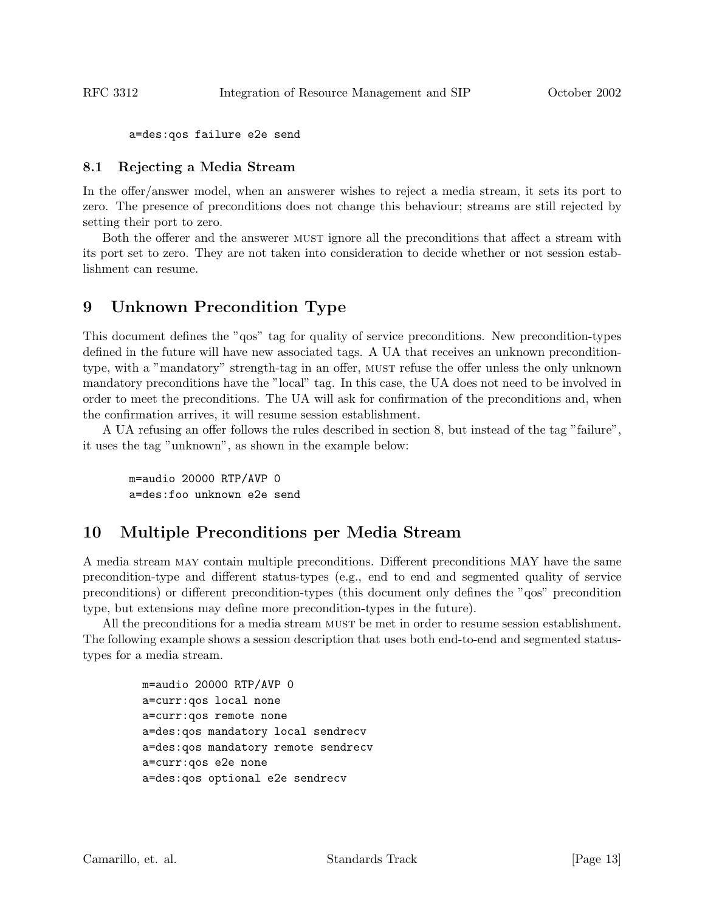```
a=des:qos failure e2e send
```

### 8.1 Rejecting a Media Stream

In the offer/answer model, when an answerer wishes to reject a media stream, it sets its port to zero. The presence of preconditions does not change this behaviour; streams are still rejected by setting their port to zero.

Both the offerer and the answerer MUST ignore all the preconditions that affect a stream with its port set to zero. They are not taken into consideration to decide whether or not session establishment can resume.

## 9 Unknown Precondition Type

This document defines the "qos" tag for quality of service preconditions. New precondition-types defined in the future will have new associated tags. A UA that receives an unknown precondition-type, with a "mandatory" strength-tag in an offer, MUST refuse the offer unless the only unknown mandatory preconditions have the "local" tag. In this case, the UA does not need to be involved in order to meet the preconditions. The UA will ask for confirmation of the preconditions and, when the confirmation arrives, it will resume session establishment.

A UA refusing an offer follows the rules described in section 8, but instead of the tag "failure", it uses the tag "unknown", as shown in the example below:

```
m=audio 20000 RTP/AVP 0
a=des:foo unknown e2e send
```

## 10 Multiple Preconditions per Media Stream

A media stream MAY contain multiple preconditions. Different preconditions MAY have the same precondition-type and different status-types (e.g., end to end and segmented quality of service preconditions) or different precondition-types (this document only defines the "qos" precondition type, but extensions may define more precondition-types in the future).

All the preconditions for a media stream MUST be met in order to resume session establishment. The following example shows a session description that uses both end-to-end and segmented status-types for a media stream.

```
m=audio 20000 RTP/AVP 0
a=curr:qos local none
a=curr:qos remote none
a=des:qos mandatory local sendrecv
a=des:qos mandatory remote sendrecv
a=curr:qos e2e none
a=des:qos optional e2e sendrecv
```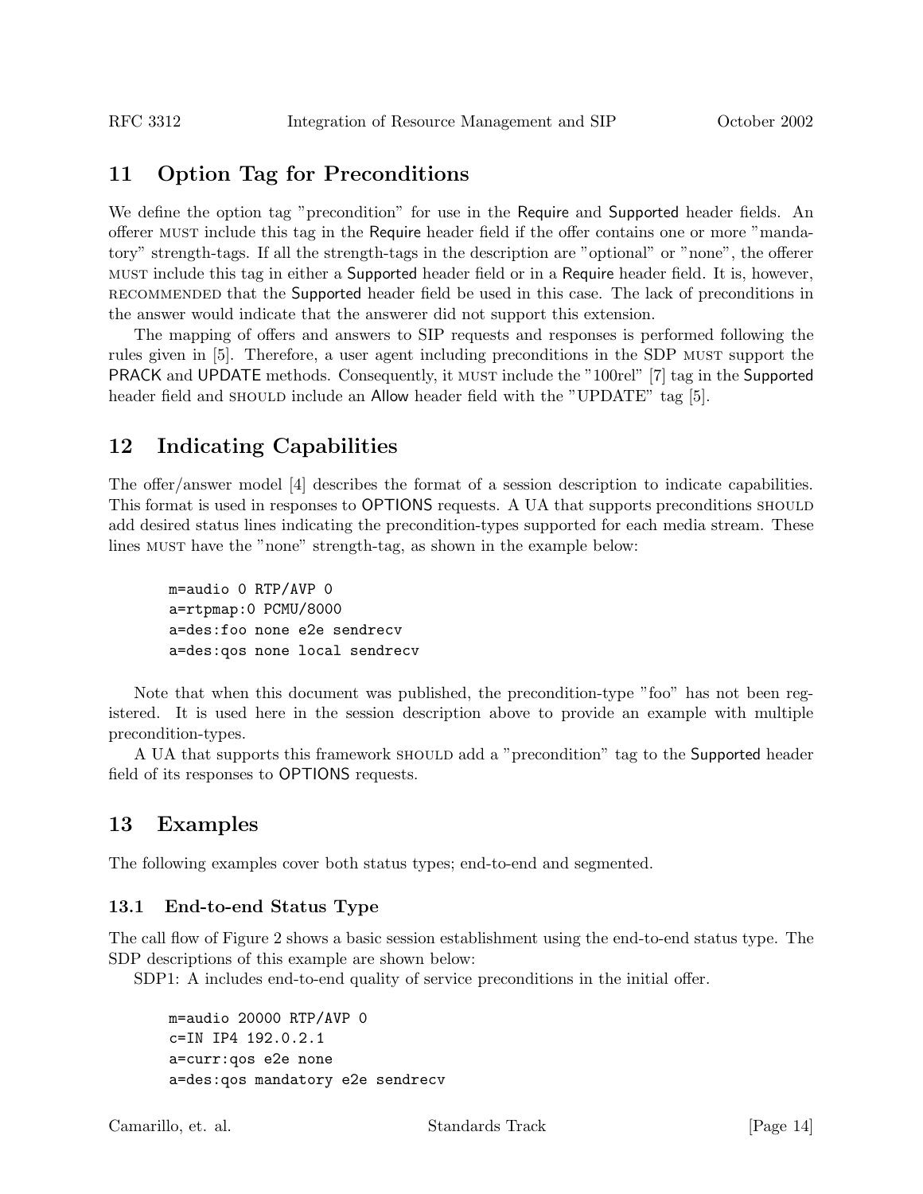## 11 Option Tag for Preconditions

We define the option tag "precondition" for use in the Require and Supported header fields. An offerer MUST include this tag in the Require header field if the offer contains one or more "mandatory" strength-tags. If all the strength-tags in the description are "optional" or "none", the offerer MUST include this tag in either a Supported header field or in a Require header field. It is, however, RECOMMENDED that the Supported header field be used in this case. The lack of preconditions in the answer would indicate that the answerer did not support this extension.

The mapping of offers and answers to SIP requests and responses is performed following the rules given in [5]. Therefore, a user agent including preconditions in the SDP MUST support the PRACK and UPDATE methods. Consequently, it MUST include the "100rel" [7] tag in the Supported header field and SHOULD include an Allow header field with the "UPDATE" tag [5].

## 12 Indicating Capabilities

The offer/answer model [4] describes the format of a session description to indicate capabilities. This format is used in responses to OPTIONS requests. A UA that supports preconditions SHOULD add desired status lines indicating the precondition-types supported for each media stream. These lines MUST have the "none" strength-tag, as shown in the example below:

```
m=audio 0 RTP/AVP 0
a=rtpmap:0 PCMU/8000
a=des:foo none e2e sendrecv
a=des:qos none local sendrecv
```

Note that when this document was published, the precondition-type "foo" has not been registered. It is used here in the session description above to provide an example with multiple precondition-types.

A UA that supports this framework SHOULD add a "precondition" tag to the Supported header field of its responses to OPTIONS requests.

## 13 Examples

The following examples cover both status types; end-to-end and segmented.

### 13.1 End-to-end Status Type

The call flow of Figure 2 shows a basic session establishment using the end-to-end status type. The SDP descriptions of this example are shown below:

SDP1: A includes end-to-end quality of service preconditions in the initial offer.

```
m=audio 20000 RTP/AVP 0
c=IN IP4 192.0.2.1
a=curr:qos e2e none
a=des:qos mandatory e2e sendrecv
```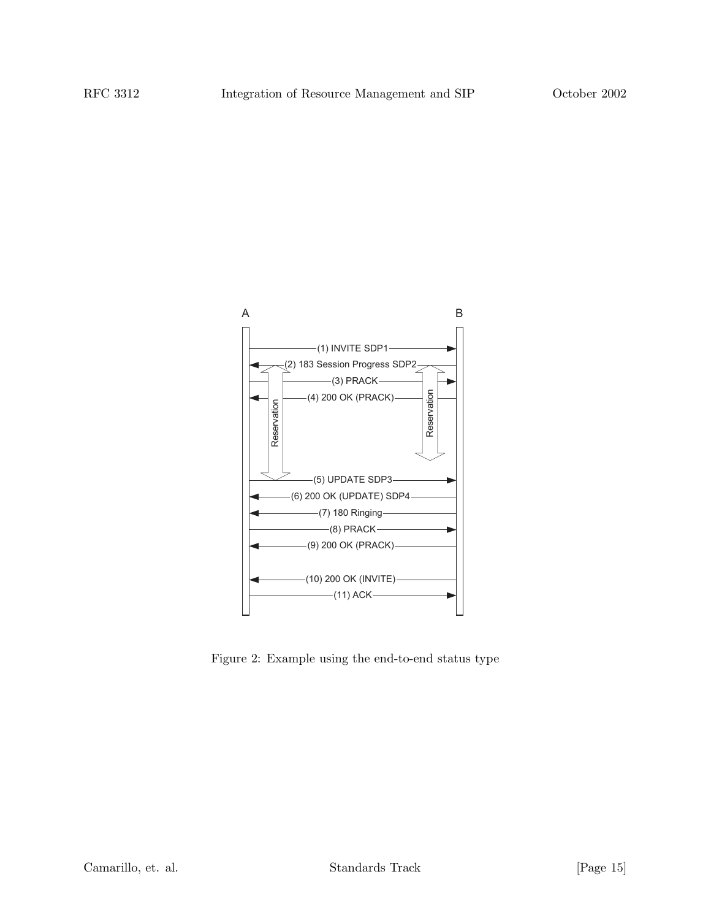```
A                                                          B
|                                                          |
|-----------------(1) INVITE SDP1------------------------->|
|<--------------(2) 183 Session Progress SDP2--------------|
|   ^             (3) PRACK                            ^   |
|---|-------------------------------------------------|--->|
|<--|-------------(4) 200 OK (PRACK)------------------|----|
|   |                                                 |    |
|   | Reservation                          Reservation|    |
|   |                                                 v    |
|   v                                                      |
|-----------------(5) UPDATE SDP3------------------------->|
|<----------------(6) 200 OK (UPDATE) SDP4-----------------|
|<----------------(7) 180 Ringing--------------------------|
|-----------------(8) PRACK------------------------------->|
|<----------------(9) 200 OK (PRACK)-----------------------|
|                                                          |
|<----------------(10) 200 OK (INVITE)---------------------|
|-----------------(11) ACK-------------------------------->|
|                                                          |
```

Figure 2: Example using the end-to-end status type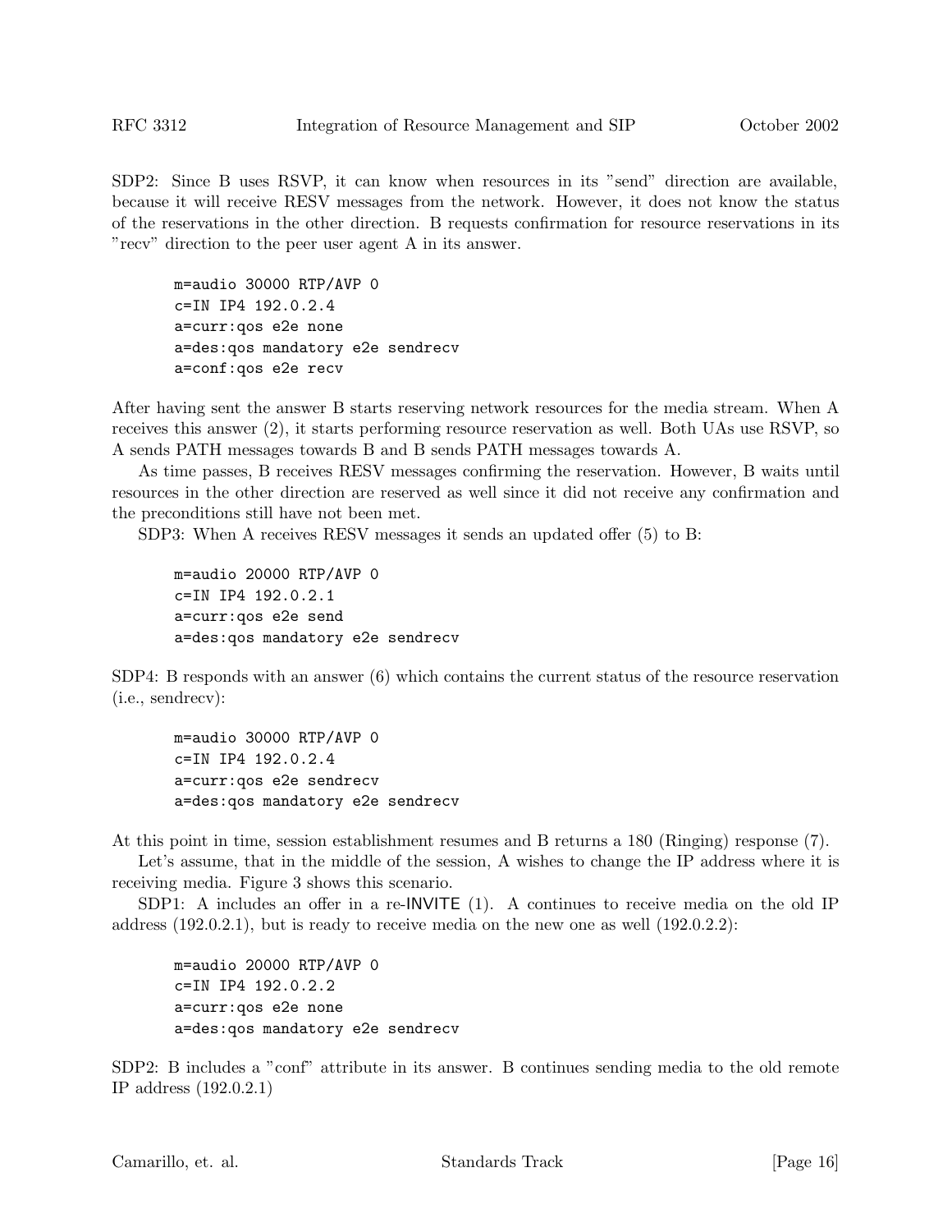SDP2: Since B uses RSVP, it can know when resources in its "send" direction are available, because it will receive RESV messages from the network. However, it does not know the status of the reservations in the other direction. B requests confirmation for resource reservations in its "recv" direction to the peer user agent A in its answer.

```
m=audio 30000 RTP/AVP 0
c=IN IP4 192.0.2.4
a=curr:qos e2e none
a=des:qos mandatory e2e sendrecv
a=conf:qos e2e recv
```

After having sent the answer B starts reserving network resources for the media stream. When A receives this answer (2), it starts performing resource reservation as well. Both UAs use RSVP, so A sends PATH messages towards B and B sends PATH messages towards A.

As time passes, B receives RESV messages confirming the reservation. However, B waits until resources in the other direction are reserved as well since it did not receive any confirmation and the preconditions still have not been met.

SDP3: When A receives RESV messages it sends an updated offer (5) to B:

```
m=audio 20000 RTP/AVP 0
c=IN IP4 192.0.2.1
a=curr:qos e2e send
a=des:qos mandatory e2e sendrecv
```

SDP4: B responds with an answer (6) which contains the current status of the resource reservation (i.e., sendrecv):

```
m=audio 30000 RTP/AVP 0
c=IN IP4 192.0.2.4
a=curr:qos e2e sendrecv
a=des:qos mandatory e2e sendrecv
```

At this point in time, session establishment resumes and B returns a 180 (Ringing) response (7).

Let's assume, that in the middle of the session, A wishes to change the IP address where it is receiving media. Figure 3 shows this scenario.

SDP1: A includes an offer in a re-INVITE (1). A continues to receive media on the old IP address (192.0.2.1), but is ready to receive media on the new one as well (192.0.2.2):

```
m=audio 20000 RTP/AVP 0
c=IN IP4 192.0.2.2
a=curr:qos e2e none
a=des:qos mandatory e2e sendrecv
```

SDP2: B includes a "conf" attribute in its answer. B continues sending media to the old remote IP address (192.0.2.1)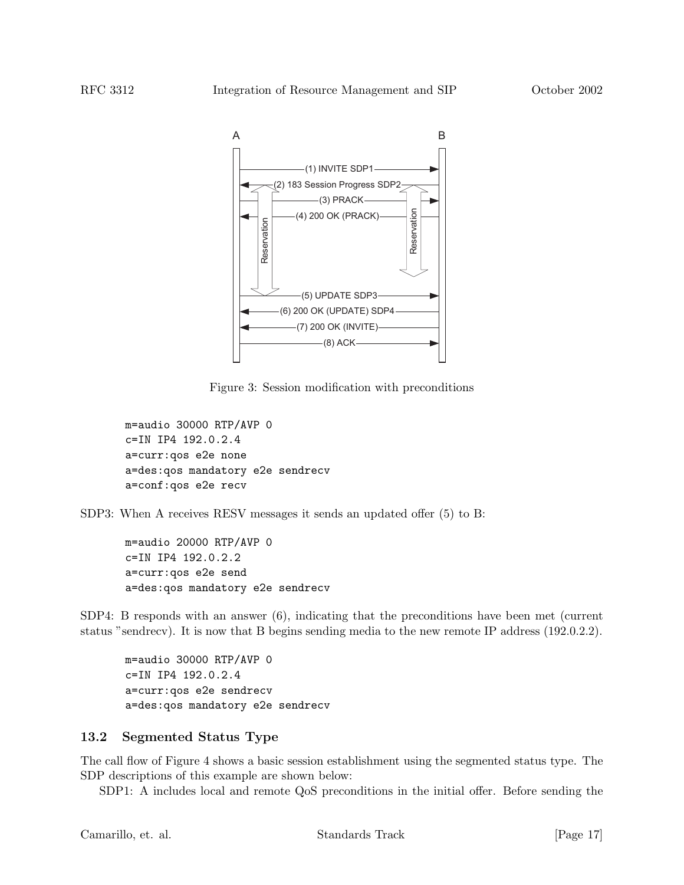Figure 3: Session modification with preconditions

```
m=audio 30000 RTP/AVP 0
c=IN IP4 192.0.2.4
a=curr:qos e2e none
a=des:qos mandatory e2e sendrecv
a=conf:qos e2e recv
```

SDP3: When A receives RESV messages it sends an updated offer (5) to B:

```
m=audio 20000 RTP/AVP 0
c=IN IP4 192.0.2.2
a=curr:qos e2e send
a=des:qos mandatory e2e sendrecv
```

SDP4: B responds with an answer (6), indicating that the preconditions have been met (current status "sendrecv). It is now that B begins sending media to the new remote IP address (192.0.2.2).

```
m=audio 30000 RTP/AVP 0
c=IN IP4 192.0.2.4
a=curr:qos e2e sendrecv
a=des:qos mandatory e2e sendrecv
```

### 13.2 Segmented Status Type

The call flow of Figure 4 shows a basic session establishment using the segmented status type. The SDP descriptions of this example are shown below:

SDP1: A includes local and remote QoS preconditions in the initial offer. Before sending the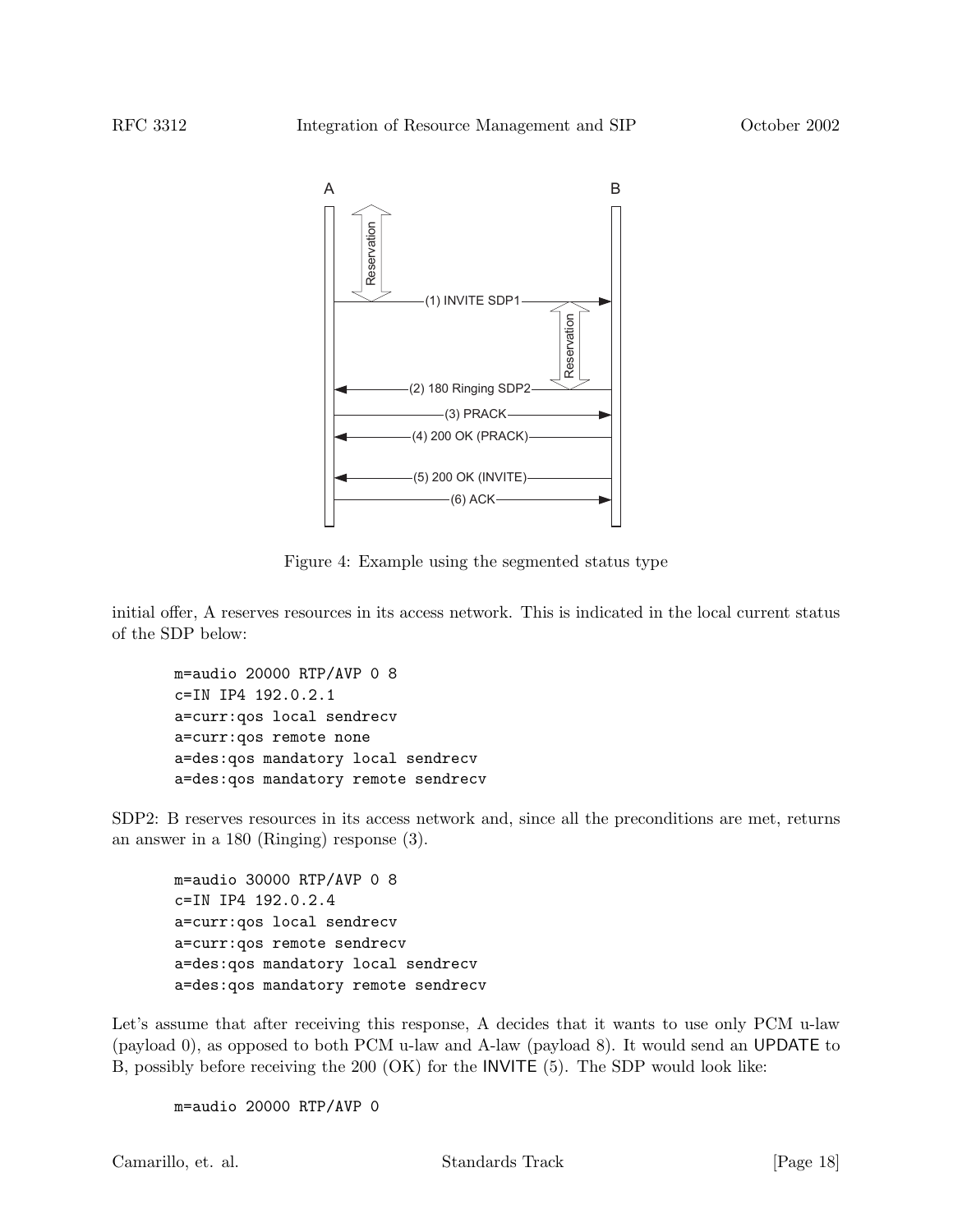```
        A                                          B
        |                                          |
        |<-Reservation->                           |
        |                                          |
        |-------------(1) INVITE SDP1------------->|
        |                                          |
        |                           <-Reservation->|
        |                                          |
        |<------------(2) 180 Ringing SDP2---------|
        |                                          |
        |----------------(3) PRACK---------------->|
        |                                          |
        |<-------------(4) 200 OK (PRACK)----------|
        |                                          |
        |<-------------(5) 200 OK (INVITE)---------|
        |                                          |
        |-----------------(6) ACK----------------->|
        |                                          |
```

Figure 4: Example using the segmented status type

initial offer, A reserves resources in its access network. This is indicated in the local current status of the SDP below:

```
m=audio 20000 RTP/AVP 0 8
c=IN IP4 192.0.2.1
a=curr:qos local sendrecv
a=curr:qos remote none
a=des:qos mandatory local sendrecv
a=des:qos mandatory remote sendrecv
```

SDP2: B reserves resources in its access network and, since all the preconditions are met, returns an answer in a 180 (Ringing) response (3).

```
m=audio 30000 RTP/AVP 0 8
c=IN IP4 192.0.2.4
a=curr:qos local sendrecv
a=curr:qos remote sendrecv
a=des:qos mandatory local sendrecv
a=des:qos mandatory remote sendrecv
```

Let's assume that after receiving this response, A decides that it wants to use only PCM u-law (payload 0), as opposed to both PCM u-law and A-law (payload 8). It would send an UPDATE to B, possibly before receiving the 200 (OK) for the INVITE (5). The SDP would look like:

```
m=audio 20000 RTP/AVP 0
```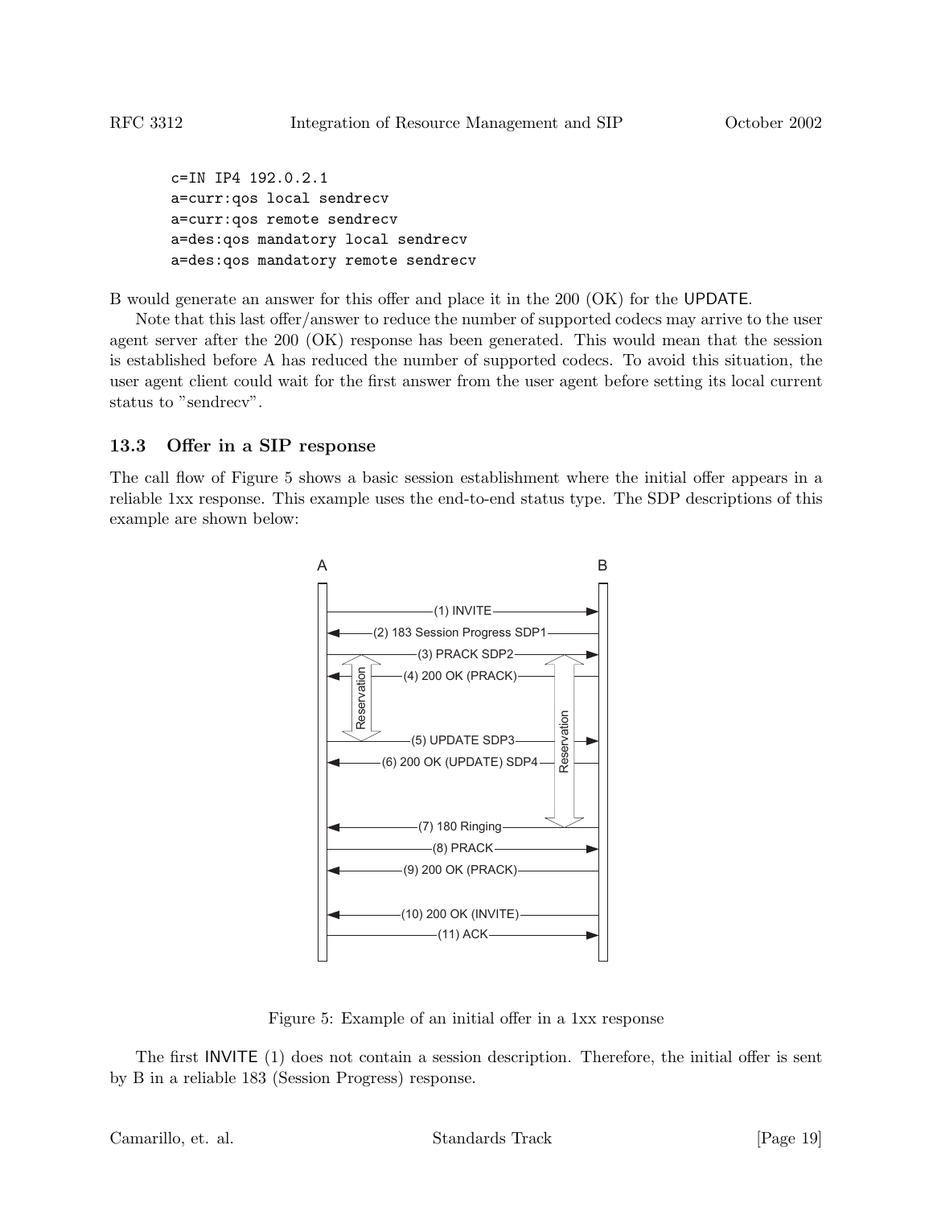```
c=IN IP4 192.0.2.1
a=curr:qos local sendrecv
a=curr:qos remote sendrecv
a=des:qos mandatory local sendrecv
a=des:qos mandatory remote sendrecv
```

B would generate an answer for this offer and place it in the 200 (OK) for the UPDATE.

Note that this last offer/answer to reduce the number of supported codecs may arrive to the user agent server after the 200 (OK) response has been generated. This would mean that the session is established before A has reduced the number of supported codecs. To avoid this situation, the user agent client could wait for the first answer from the user agent before setting its local current status to "sendrecv".

### 13.3 Offer in a SIP response

The call flow of Figure 5 shows a basic session establishment where the initial offer appears in a reliable 1xx response. This example uses the end-to-end status type. The SDP descriptions of this example are shown below:

```
A                                              B
|-------------(1) INVITE--------------------->|
|<------(2) 183 Session Progress SDP1---------|
|-------------(3) PRACK SDP2----------------->|
|<------------(4) 200 OK (PRACK)--------------|
|   Reservation                 Reservation   |
|-------------(5) UPDATE SDP3---------------->|
|<------(6) 200 OK (UPDATE) SDP4--------------|
|                                             |
|<------------(7) 180 Ringing-----------------|
|-------------(8) PRACK---------------------->|
|<------------(9) 200 OK (PRACK)--------------|
|                                             |
|<------------(10) 200 OK (INVITE)------------|
|-------------(11) ACK----------------------->|
```

Figure 5: Example of an initial offer in a 1xx response

The first INVITE (1) does not contain a session description. Therefore, the initial offer is sent by B in a reliable 183 (Session Progress) response.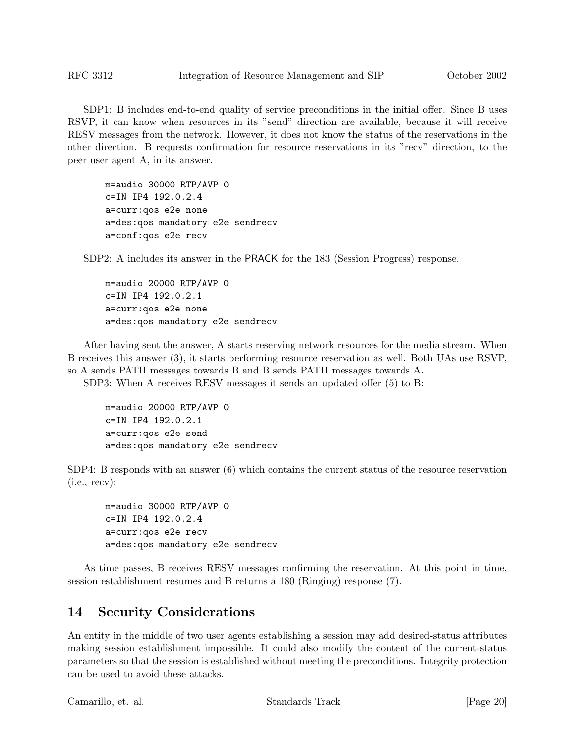SDP1: B includes end-to-end quality of service preconditions in the initial offer. Since B uses RSVP, it can know when resources in its "send" direction are available, because it will receive RESV messages from the network. However, it does not know the status of the reservations in the other direction. B requests confirmation for resource reservations in its "recv" direction, to the peer user agent A, in its answer.

```
m=audio 30000 RTP/AVP 0
c=IN IP4 192.0.2.4
a=curr:qos e2e none
a=des:qos mandatory e2e sendrecv
a=conf:qos e2e recv
```

SDP2: A includes its answer in the PRACK for the 183 (Session Progress) response.

```
m=audio 20000 RTP/AVP 0
c=IN IP4 192.0.2.1
a=curr:qos e2e none
a=des:qos mandatory e2e sendrecv
```

After having sent the answer, A starts reserving network resources for the media stream. When B receives this answer (3), it starts performing resource reservation as well. Both UAs use RSVP, so A sends PATH messages towards B and B sends PATH messages towards A.

SDP3: When A receives RESV messages it sends an updated offer (5) to B:

```
m=audio 20000 RTP/AVP 0
c=IN IP4 192.0.2.1
a=curr:qos e2e send
a=des:qos mandatory e2e sendrecv
```

SDP4: B responds with an answer (6) which contains the current status of the resource reservation (i.e., recv):

```
m=audio 30000 RTP/AVP 0
c=IN IP4 192.0.2.4
a=curr:qos e2e recv
a=des:qos mandatory e2e sendrecv
```

As time passes, B receives RESV messages confirming the reservation. At this point in time, session establishment resumes and B returns a 180 (Ringing) response (7).

## 14 Security Considerations

An entity in the middle of two user agents establishing a session may add desired-status attributes making session establishment impossible. It could also modify the content of the current-status parameters so that the session is established without meeting the preconditions. Integrity protection can be used to avoid these attacks.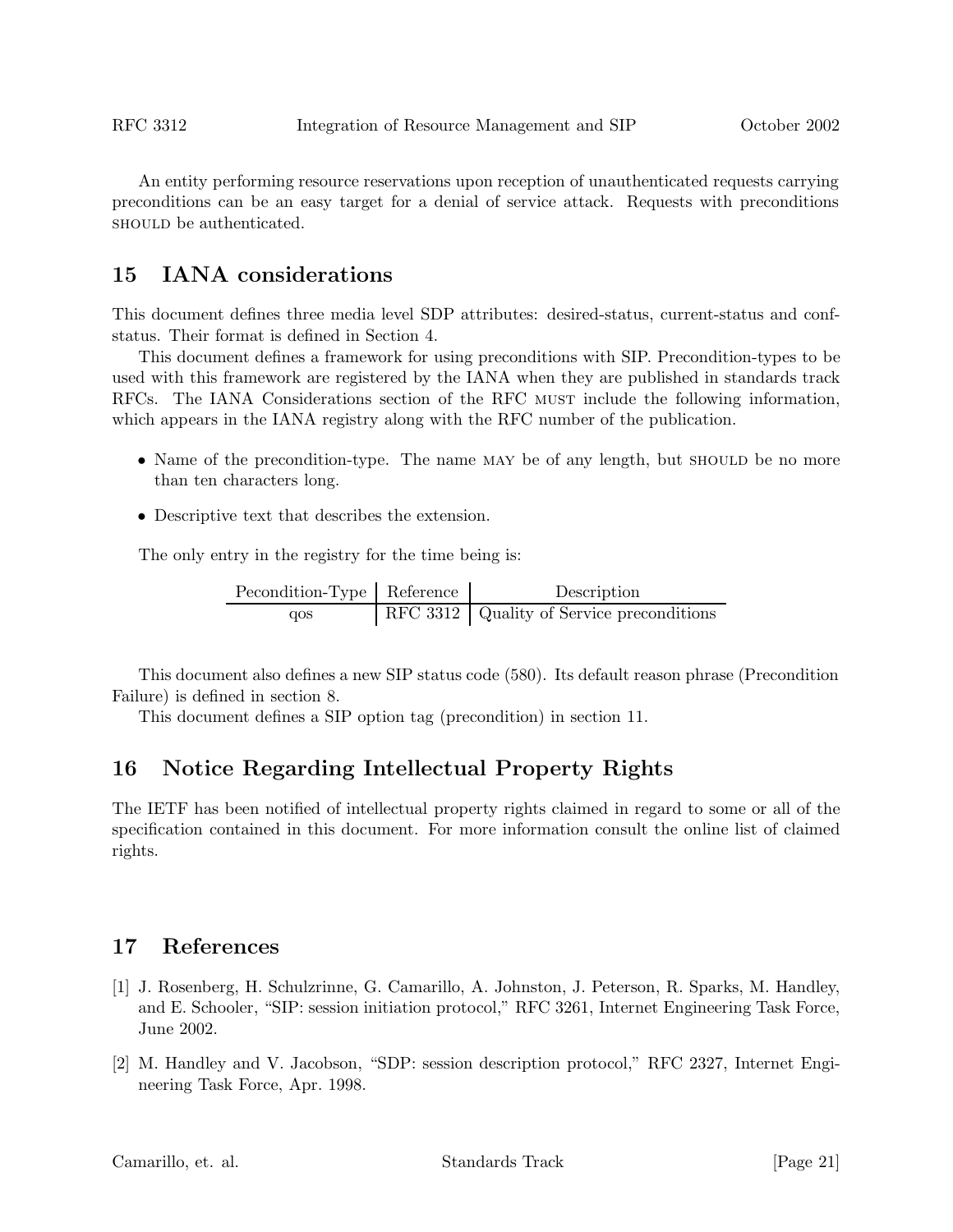An entity performing resource reservations upon reception of unauthenticated requests carrying preconditions can be an easy target for a denial of service attack. Requests with preconditions SHOULD be authenticated.

## 15 IANA considerations

This document defines three media level SDP attributes: desired-status, current-status and conf-status. Their format is defined in Section 4.

This document defines a framework for using preconditions with SIP. Precondition-types to be used with this framework are registered by the IANA when they are published in standards track RFCs. The IANA Considerations section of the RFC MUST include the following information, which appears in the IANA registry along with the RFC number of the publication.

- Name of the precondition-type. The name MAY be of any length, but SHOULD be no more than ten characters long.
- Descriptive text that describes the extension.

The only entry in the registry for the time being is:

| Pecondition-Type | Reference | Description |
|---|---|---|
| qos | RFC 3312 | Quality of Service preconditions |

This document also defines a new SIP status code (580). Its default reason phrase (Precondition Failure) is defined in section 8.

This document defines a SIP option tag (precondition) in section 11.

## 16 Notice Regarding Intellectual Property Rights

The IETF has been notified of intellectual property rights claimed in regard to some or all of the specification contained in this document. For more information consult the online list of claimed rights.

## 17 References

[1] J. Rosenberg, H. Schulzrinne, G. Camarillo, A. Johnston, J. Peterson, R. Sparks, M. Handley, and E. Schooler, "SIP: session initiation protocol," RFC 3261, Internet Engineering Task Force, June 2002.

[2] M. Handley and V. Jacobson, "SDP: session description protocol," RFC 2327, Internet Engineering Task Force, Apr. 1998.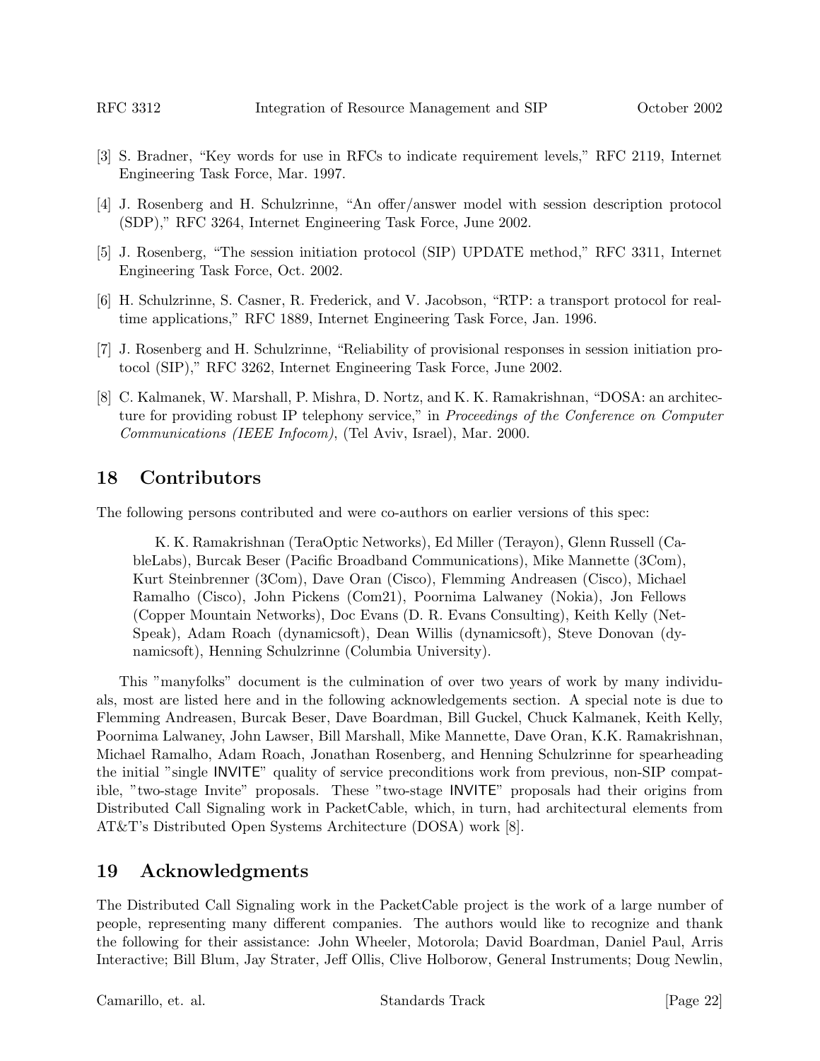[3] S. Bradner, "Key words for use in RFCs to indicate requirement levels," RFC 2119, Internet Engineering Task Force, Mar. 1997.

[4] J. Rosenberg and H. Schulzrinne, "An offer/answer model with session description protocol (SDP)," RFC 3264, Internet Engineering Task Force, June 2002.

[5] J. Rosenberg, "The session initiation protocol (SIP) UPDATE method," RFC 3311, Internet Engineering Task Force, Oct. 2002.

[6] H. Schulzrinne, S. Casner, R. Frederick, and V. Jacobson, "RTP: a transport protocol for real-time applications," RFC 1889, Internet Engineering Task Force, Jan. 1996.

[7] J. Rosenberg and H. Schulzrinne, "Reliability of provisional responses in session initiation protocol (SIP)," RFC 3262, Internet Engineering Task Force, June 2002.

[8] C. Kalmanek, W. Marshall, P. Mishra, D. Nortz, and K. K. Ramakrishnan, "DOSA: an architecture for providing robust IP telephony service," in *Proceedings of the Conference on Computer Communications (IEEE Infocom)*, (Tel Aviv, Israel), Mar. 2000.

## 18 Contributors

The following persons contributed and were co-authors on earlier versions of this spec:

> K. K. Ramakrishnan (TeraOptic Networks), Ed Miller (Terayon), Glenn Russell (CableLabs), Burcak Beser (Pacific Broadband Communications), Mike Mannette (3Com), Kurt Steinbrenner (3Com), Dave Oran (Cisco), Flemming Andreasen (Cisco), Michael Ramalho (Cisco), John Pickens (Com21), Poornima Lalwaney (Nokia), Jon Fellows (Copper Mountain Networks), Doc Evans (D. R. Evans Consulting), Keith Kelly (NetSpeak), Adam Roach (dynamicsoft), Dean Willis (dynamicsoft), Steve Donovan (dynamicsoft), Henning Schulzrinne (Columbia University).

This "manyfolks" document is the culmination of over two years of work by many individuals, most are listed here and in the following acknowledgements section. A special note is due to Flemming Andreasen, Burcak Beser, Dave Boardman, Bill Guckel, Chuck Kalmanek, Keith Kelly, Poornima Lalwaney, John Lawser, Bill Marshall, Mike Mannette, Dave Oran, K.K. Ramakrishnan, Michael Ramalho, Adam Roach, Jonathan Rosenberg, and Henning Schulzrinne for spearheading the initial "single INVITE" quality of service preconditions work from previous, non-SIP compatible, "two-stage Invite" proposals. These "two-stage INVITE" proposals had their origins from Distributed Call Signaling work in PacketCable, which, in turn, had architectural elements from AT&T's Distributed Open Systems Architecture (DOSA) work [8].

## 19 Acknowledgments

The Distributed Call Signaling work in the PacketCable project is the work of a large number of people, representing many different companies. The authors would like to recognize and thank the following for their assistance: John Wheeler, Motorola; David Boardman, Daniel Paul, Arris Interactive; Bill Blum, Jay Strater, Jeff Ollis, Clive Holborow, General Instruments; Doug Newlin,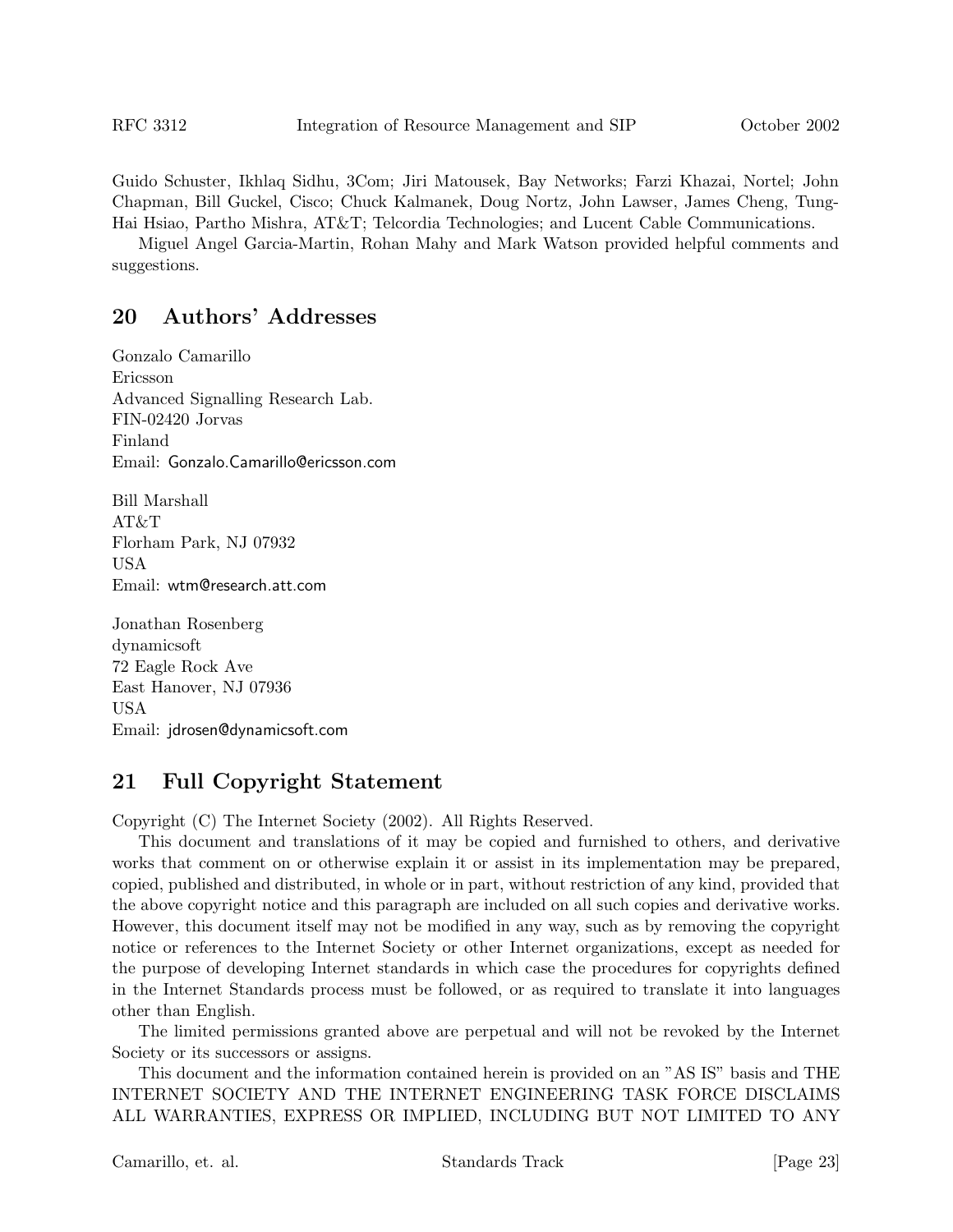Guido Schuster, Ikhlaq Sidhu, 3Com; Jiri Matousek, Bay Networks; Farzi Khazai, Nortel; John Chapman, Bill Guckel, Cisco; Chuck Kalmanek, Doug Nortz, John Lawser, James Cheng, Tung-Hai Hsiao, Partho Mishra, AT&T; Telcordia Technologies; and Lucent Cable Communications.

Miguel Angel Garcia-Martin, Rohan Mahy and Mark Watson provided helpful comments and suggestions.

## 20 Authors' Addresses

Gonzalo Camarillo
Ericsson
Advanced Signalling Research Lab.
FIN-02420 Jorvas
Finland
Email: Gonzalo.Camarillo@ericsson.com

Bill Marshall
AT&T
Florham Park, NJ 07932
USA
Email: wtm@research.att.com

Jonathan Rosenberg
dynamicsoft
72 Eagle Rock Ave
East Hanover, NJ 07936
USA
Email: jdrosen@dynamicsoft.com

## 21 Full Copyright Statement

Copyright (C) The Internet Society (2002). All Rights Reserved.

This document and translations of it may be copied and furnished to others, and derivative works that comment on or otherwise explain it or assist in its implementation may be prepared, copied, published and distributed, in whole or in part, without restriction of any kind, provided that the above copyright notice and this paragraph are included on all such copies and derivative works. However, this document itself may not be modified in any way, such as by removing the copyright notice or references to the Internet Society or other Internet organizations, except as needed for the purpose of developing Internet standards in which case the procedures for copyrights defined in the Internet Standards process must be followed, or as required to translate it into languages other than English.

The limited permissions granted above are perpetual and will not be revoked by the Internet Society or its successors or assigns.

This document and the information contained herein is provided on an "AS IS" basis and THE INTERNET SOCIETY AND THE INTERNET ENGINEERING TASK FORCE DISCLAIMS ALL WARRANTIES, EXPRESS OR IMPLIED, INCLUDING BUT NOT LIMITED TO ANY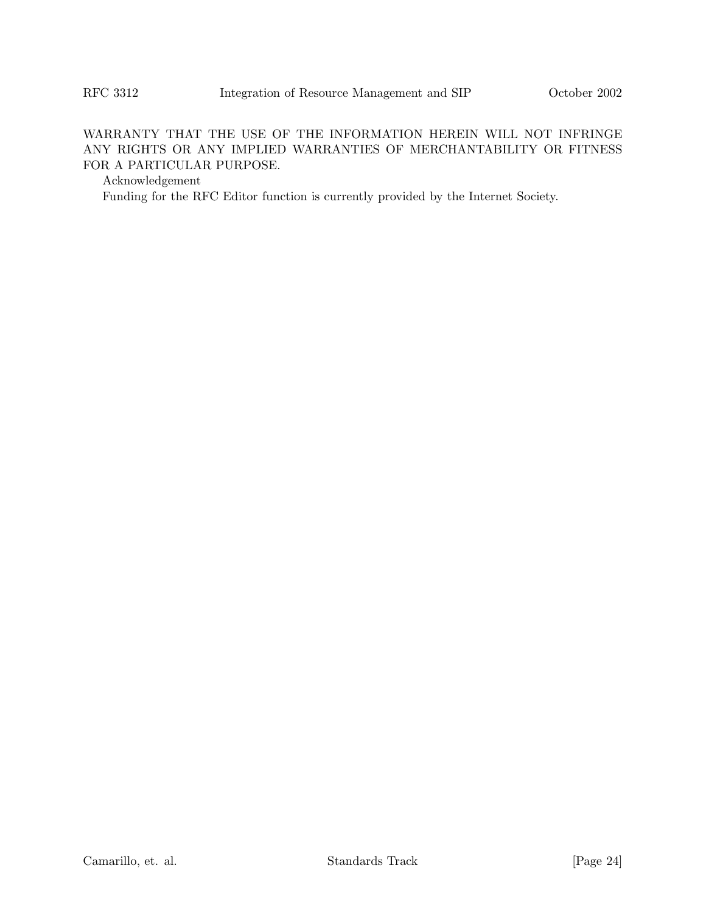WARRANTY THAT THE USE OF THE INFORMATION HEREIN WILL NOT INFRINGE ANY RIGHTS OR ANY IMPLIED WARRANTIES OF MERCHANTABILITY OR FITNESS FOR A PARTICULAR PURPOSE.

Acknowledgement

Funding for the RFC Editor function is currently provided by the Internet Society.